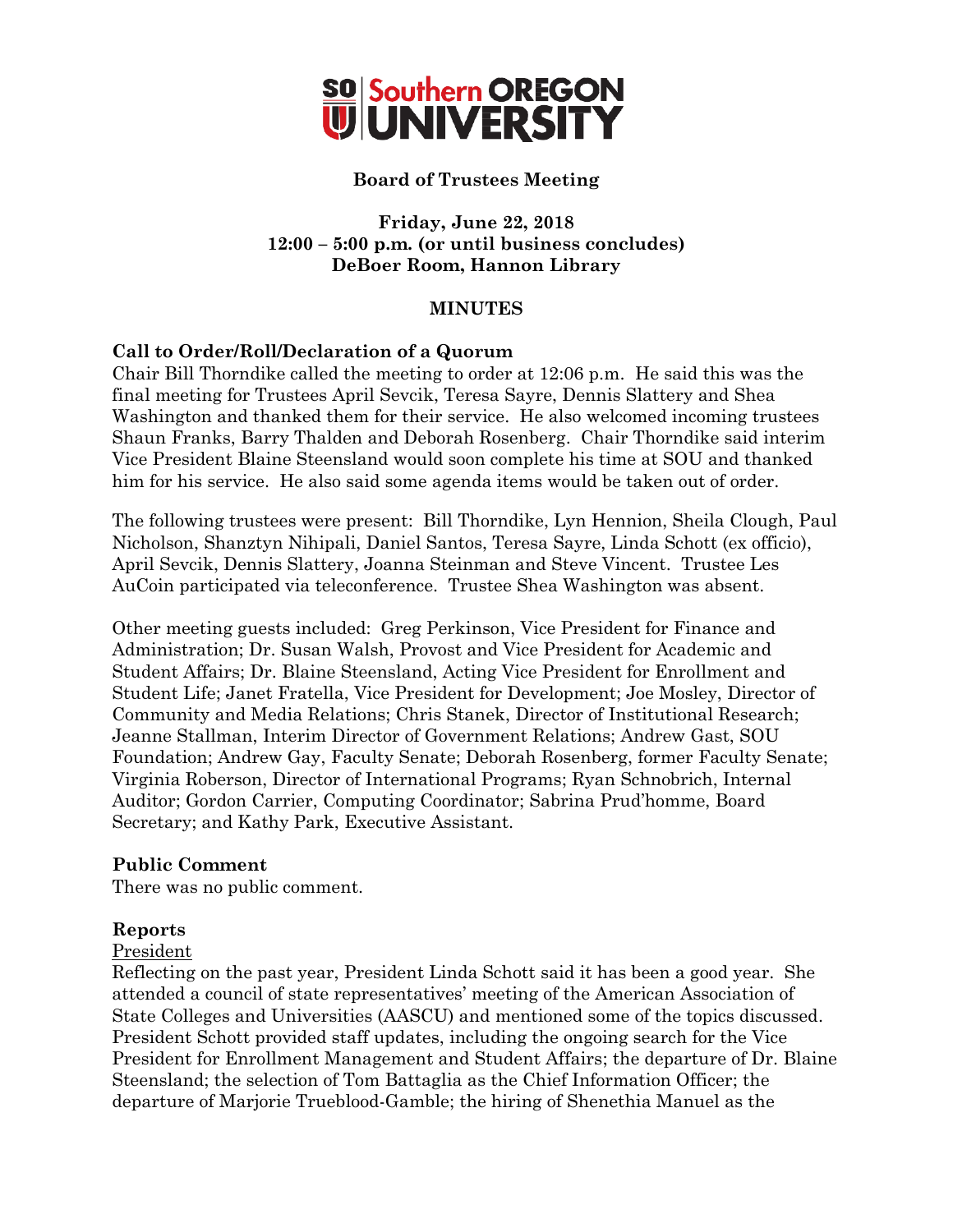**Southern OREGON UNIVERSITY**

## Board of Trustees Meeting

**Friday, June 22, 2018**
**12:00 – 5:00 p.m. (or until business concludes)**
**DeBoer Room, Hannon Library**

## MINUTES

### Call to Order/Roll/Declaration of a Quorum

Chair Bill Thorndike called the meeting to order at 12:06 p.m. He said this was the final meeting for Trustees April Sevcik, Teresa Sayre, Dennis Slattery and Shea Washington and thanked them for their service. He also welcomed incoming trustees Shaun Franks, Barry Thalden and Deborah Rosenberg. Chair Thorndike said interim Vice President Blaine Steensland would soon complete his time at SOU and thanked him for his service. He also said some agenda items would be taken out of order.

The following trustees were present: Bill Thorndike, Lyn Hennion, Sheila Clough, Paul Nicholson, Shanztyn Nihipali, Daniel Santos, Teresa Sayre, Linda Schott (ex officio), April Sevcik, Dennis Slattery, Joanna Steinman and Steve Vincent. Trustee Les AuCoin participated via teleconference. Trustee Shea Washington was absent.

Other meeting guests included: Greg Perkinson, Vice President for Finance and Administration; Dr. Susan Walsh, Provost and Vice President for Academic and Student Affairs; Dr. Blaine Steensland, Acting Vice President for Enrollment and Student Life; Janet Fratella, Vice President for Development; Joe Mosley, Director of Community and Media Relations; Chris Stanek, Director of Institutional Research; Jeanne Stallman, Interim Director of Government Relations; Andrew Gast, SOU Foundation; Andrew Gay, Faculty Senate; Deborah Rosenberg, former Faculty Senate; Virginia Roberson, Director of International Programs; Ryan Schnobrich, Internal Auditor; Gordon Carrier, Computing Coordinator; Sabrina Prud'homme, Board Secretary; and Kathy Park, Executive Assistant.

### Public Comment

There was no public comment.

### Reports

President

Reflecting on the past year, President Linda Schott said it has been a good year. She attended a council of state representatives' meeting of the American Association of State Colleges and Universities (AASCU) and mentioned some of the topics discussed. President Schott provided staff updates, including the ongoing search for the Vice President for Enrollment Management and Student Affairs; the departure of Dr. Blaine Steensland; the selection of Tom Battaglia as the Chief Information Officer; the departure of Marjorie Trueblood-Gamble; the hiring of Shenethia Manuel as the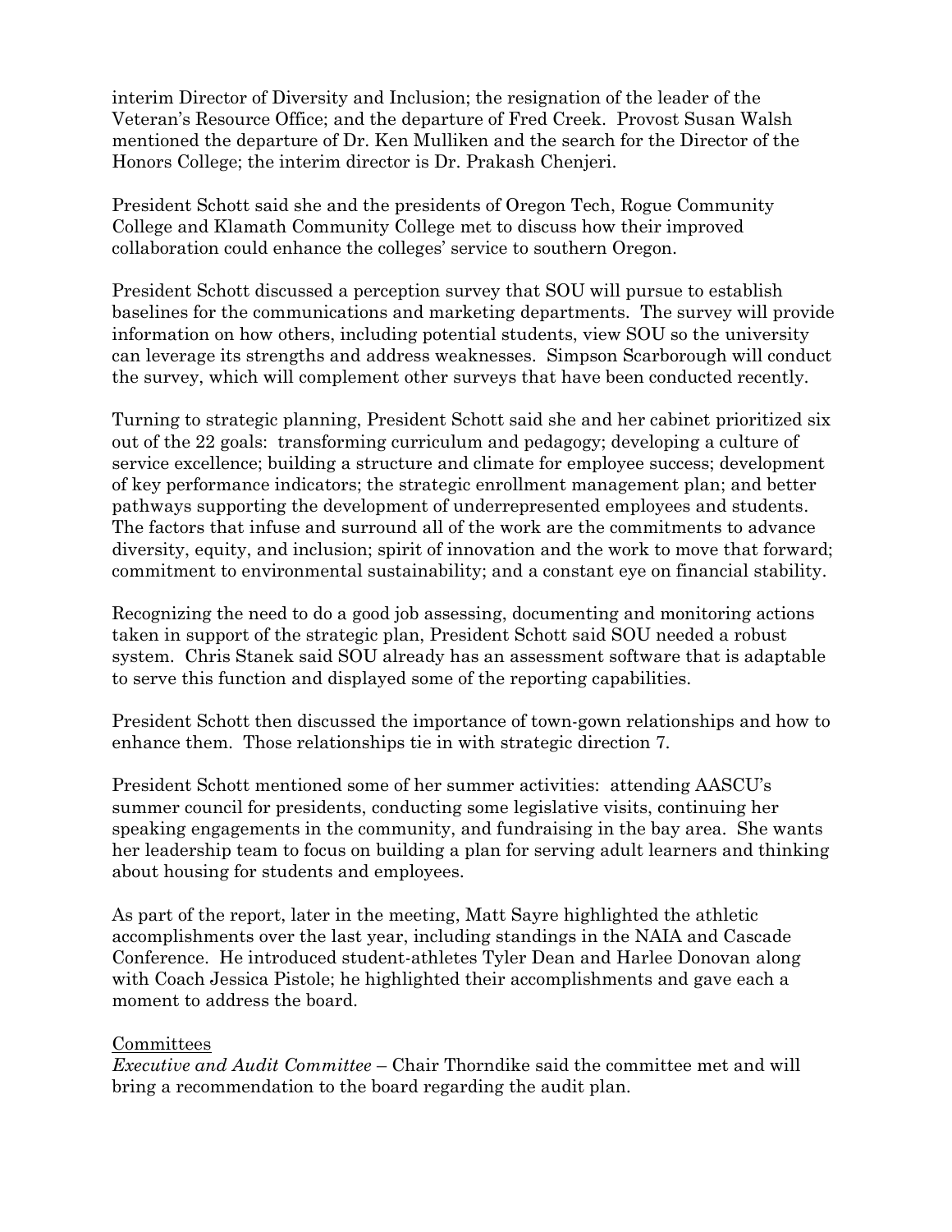interim Director of Diversity and Inclusion; the resignation of the leader of the Veteran's Resource Office; and the departure of Fred Creek. Provost Susan Walsh mentioned the departure of Dr. Ken Mulliken and the search for the Director of the Honors College; the interim director is Dr. Prakash Chenjeri.

President Schott said she and the presidents of Oregon Tech, Rogue Community College and Klamath Community College met to discuss how their improved collaboration could enhance the colleges' service to southern Oregon.

President Schott discussed a perception survey that SOU will pursue to establish baselines for the communications and marketing departments. The survey will provide information on how others, including potential students, view SOU so the university can leverage its strengths and address weaknesses. Simpson Scarborough will conduct the survey, which will complement other surveys that have been conducted recently.

Turning to strategic planning, President Schott said she and her cabinet prioritized six out of the 22 goals: transforming curriculum and pedagogy; developing a culture of service excellence; building a structure and climate for employee success; development of key performance indicators; the strategic enrollment management plan; and better pathways supporting the development of underrepresented employees and students. The factors that infuse and surround all of the work are the commitments to advance diversity, equity, and inclusion; spirit of innovation and the work to move that forward; commitment to environmental sustainability; and a constant eye on financial stability.

Recognizing the need to do a good job assessing, documenting and monitoring actions taken in support of the strategic plan, President Schott said SOU needed a robust system. Chris Stanek said SOU already has an assessment software that is adaptable to serve this function and displayed some of the reporting capabilities.

President Schott then discussed the importance of town-gown relationships and how to enhance them. Those relationships tie in with strategic direction 7.

President Schott mentioned some of her summer activities: attending AASCU's summer council for presidents, conducting some legislative visits, continuing her speaking engagements in the community, and fundraising in the bay area. She wants her leadership team to focus on building a plan for serving adult learners and thinking about housing for students and employees.

As part of the report, later in the meeting, Matt Sayre highlighted the athletic accomplishments over the last year, including standings in the NAIA and Cascade Conference. He introduced student-athletes Tyler Dean and Harlee Donovan along with Coach Jessica Pistole; he highlighted their accomplishments and gave each a moment to address the board.

<u>Committees</u>

*Executive and Audit Committee* – Chair Thorndike said the committee met and will bring a recommendation to the board regarding the audit plan.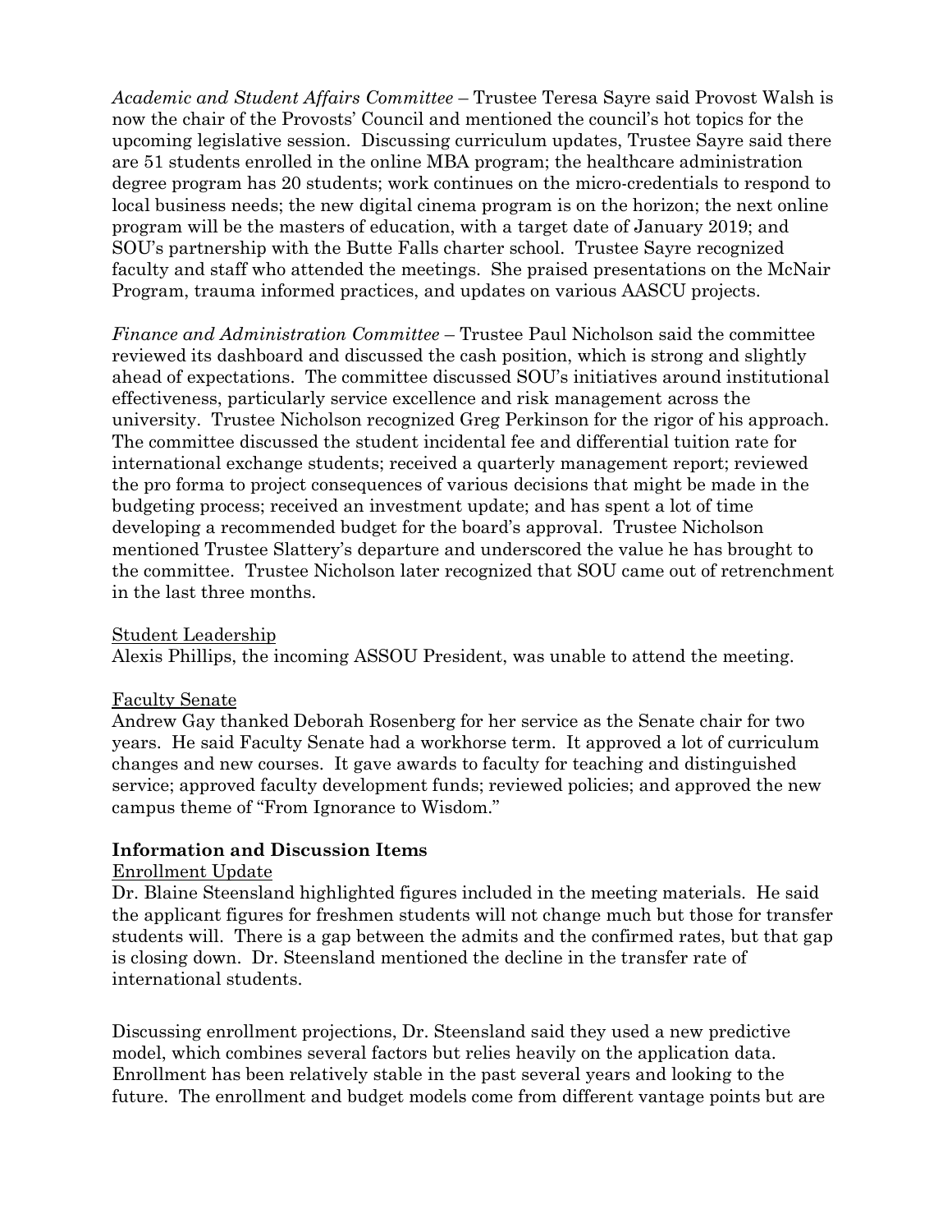*Academic and Student Affairs Committee* – Trustee Teresa Sayre said Provost Walsh is now the chair of the Provosts' Council and mentioned the council's hot topics for the upcoming legislative session. Discussing curriculum updates, Trustee Sayre said there are 51 students enrolled in the online MBA program; the healthcare administration degree program has 20 students; work continues on the micro-credentials to respond to local business needs; the new digital cinema program is on the horizon; the next online program will be the masters of education, with a target date of January 2019; and SOU's partnership with the Butte Falls charter school. Trustee Sayre recognized faculty and staff who attended the meetings. She praised presentations on the McNair Program, trauma informed practices, and updates on various AASCU projects.

*Finance and Administration Committee* – Trustee Paul Nicholson said the committee reviewed its dashboard and discussed the cash position, which is strong and slightly ahead of expectations. The committee discussed SOU's initiatives around institutional effectiveness, particularly service excellence and risk management across the university. Trustee Nicholson recognized Greg Perkinson for the rigor of his approach. The committee discussed the student incidental fee and differential tuition rate for international exchange students; received a quarterly management report; reviewed the pro forma to project consequences of various decisions that might be made in the budgeting process; received an investment update; and has spent a lot of time developing a recommended budget for the board's approval. Trustee Nicholson mentioned Trustee Slattery's departure and underscored the value he has brought to the committee. Trustee Nicholson later recognized that SOU came out of retrenchment in the last three months.

<u>Student Leadership</u>
Alexis Phillips, the incoming ASSOU President, was unable to attend the meeting.

<u>Faculty Senate</u>
Andrew Gay thanked Deborah Rosenberg for her service as the Senate chair for two years. He said Faculty Senate had a workhorse term. It approved a lot of curriculum changes and new courses. It gave awards to faculty for teaching and distinguished service; approved faculty development funds; reviewed policies; and approved the new campus theme of "From Ignorance to Wisdom."

**Information and Discussion Items**

<u>Enrollment Update</u>
Dr. Blaine Steensland highlighted figures included in the meeting materials. He said the applicant figures for freshmen students will not change much but those for transfer students will. There is a gap between the admits and the confirmed rates, but that gap is closing down. Dr. Steensland mentioned the decline in the transfer rate of international students.

Discussing enrollment projections, Dr. Steensland said they used a new predictive model, which combines several factors but relies heavily on the application data. Enrollment has been relatively stable in the past several years and looking to the future. The enrollment and budget models come from different vantage points but are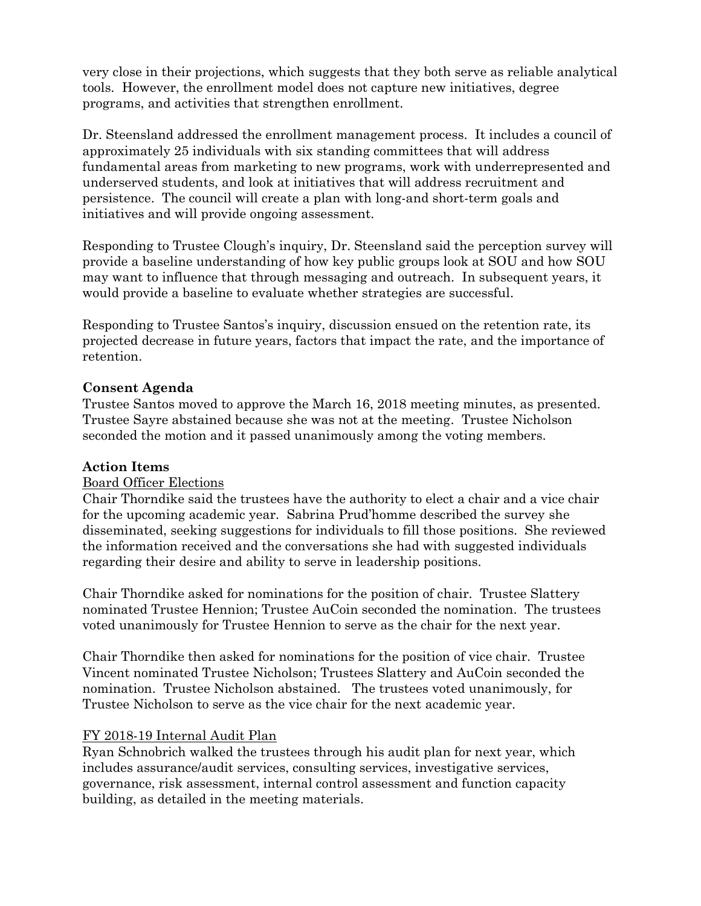very close in their projections, which suggests that they both serve as reliable analytical tools. However, the enrollment model does not capture new initiatives, degree programs, and activities that strengthen enrollment.

Dr. Steensland addressed the enrollment management process. It includes a council of approximately 25 individuals with six standing committees that will address fundamental areas from marketing to new programs, work with underrepresented and underserved students, and look at initiatives that will address recruitment and persistence. The council will create a plan with long-and short-term goals and initiatives and will provide ongoing assessment.

Responding to Trustee Clough's inquiry, Dr. Steensland said the perception survey will provide a baseline understanding of how key public groups look at SOU and how SOU may want to influence that through messaging and outreach. In subsequent years, it would provide a baseline to evaluate whether strategies are successful.

Responding to Trustee Santos's inquiry, discussion ensued on the retention rate, its projected decrease in future years, factors that impact the rate, and the importance of retention.

**Consent Agenda**

Trustee Santos moved to approve the March 16, 2018 meeting minutes, as presented. Trustee Sayre abstained because she was not at the meeting. Trustee Nicholson seconded the motion and it passed unanimously among the voting members.

**Action Items**

Board Officer Elections

Chair Thorndike said the trustees have the authority to elect a chair and a vice chair for the upcoming academic year. Sabrina Prud'homme described the survey she disseminated, seeking suggestions for individuals to fill those positions. She reviewed the information received and the conversations she had with suggested individuals regarding their desire and ability to serve in leadership positions.

Chair Thorndike asked for nominations for the position of chair. Trustee Slattery nominated Trustee Hennion; Trustee AuCoin seconded the nomination. The trustees voted unanimously for Trustee Hennion to serve as the chair for the next year.

Chair Thorndike then asked for nominations for the position of vice chair. Trustee Vincent nominated Trustee Nicholson; Trustees Slattery and AuCoin seconded the nomination. Trustee Nicholson abstained. The trustees voted unanimously, for Trustee Nicholson to serve as the vice chair for the next academic year.

FY 2018-19 Internal Audit Plan

Ryan Schnobrich walked the trustees through his audit plan for next year, which includes assurance/audit services, consulting services, investigative services, governance, risk assessment, internal control assessment and function capacity building, as detailed in the meeting materials.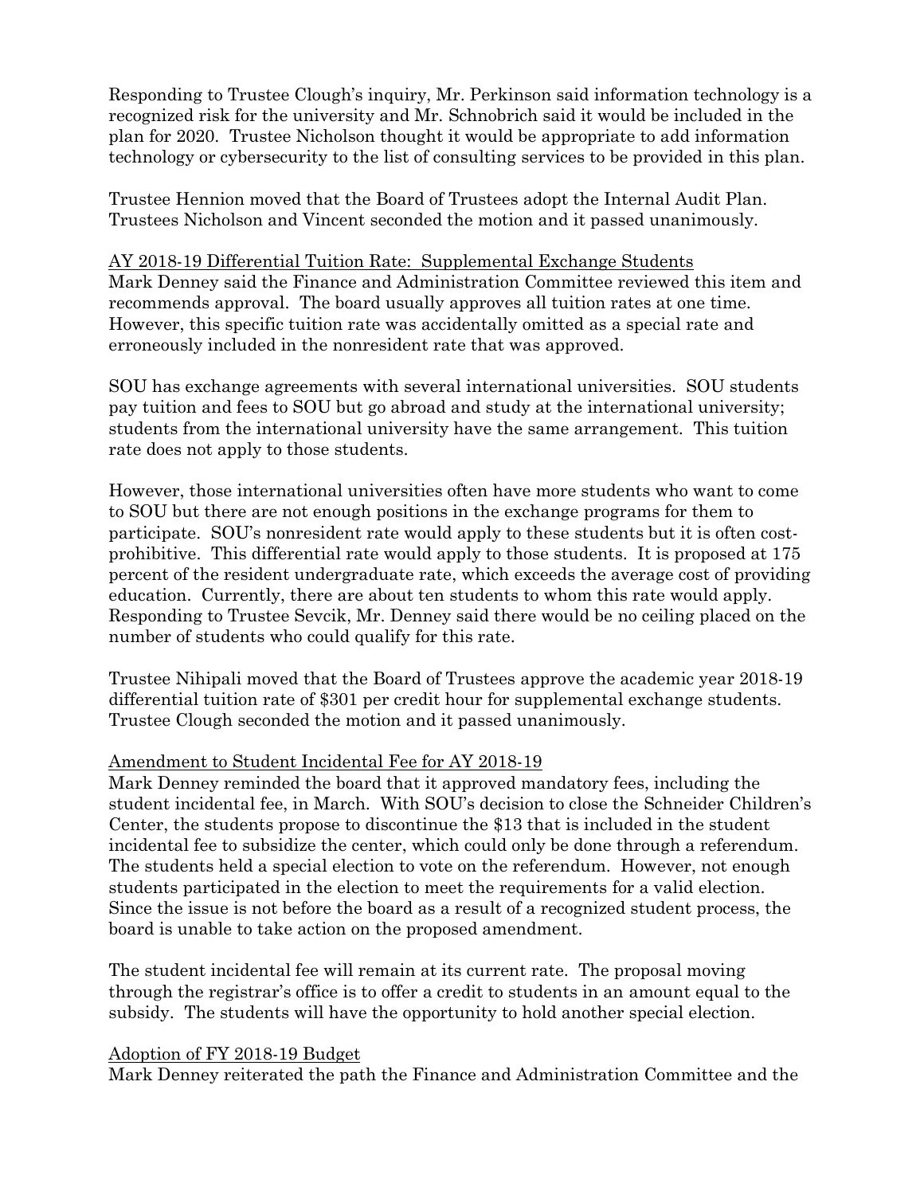Responding to Trustee Clough's inquiry, Mr. Perkinson said information technology is a recognized risk for the university and Mr. Schnobrich said it would be included in the plan for 2020. Trustee Nicholson thought it would be appropriate to add information technology or cybersecurity to the list of consulting services to be provided in this plan.

Trustee Hennion moved that the Board of Trustees adopt the Internal Audit Plan. Trustees Nicholson and Vincent seconded the motion and it passed unanimously.

AY 2018-19 Differential Tuition Rate: Supplemental Exchange Students

Mark Denney said the Finance and Administration Committee reviewed this item and recommends approval. The board usually approves all tuition rates at one time. However, this specific tuition rate was accidentally omitted as a special rate and erroneously included in the nonresident rate that was approved.

SOU has exchange agreements with several international universities. SOU students pay tuition and fees to SOU but go abroad and study at the international university; students from the international university have the same arrangement. This tuition rate does not apply to those students.

However, those international universities often have more students who want to come to SOU but there are not enough positions in the exchange programs for them to participate. SOU's nonresident rate would apply to these students but it is often cost-prohibitive. This differential rate would apply to those students. It is proposed at 175 percent of the resident undergraduate rate, which exceeds the average cost of providing education. Currently, there are about ten students to whom this rate would apply. Responding to Trustee Sevcik, Mr. Denney said there would be no ceiling placed on the number of students who could qualify for this rate.

Trustee Nihipali moved that the Board of Trustees approve the academic year 2018-19 differential tuition rate of $301 per credit hour for supplemental exchange students. Trustee Clough seconded the motion and it passed unanimously.

Amendment to Student Incidental Fee for AY 2018-19

Mark Denney reminded the board that it approved mandatory fees, including the student incidental fee, in March. With SOU's decision to close the Schneider Children's Center, the students propose to discontinue the $13 that is included in the student incidental fee to subsidize the center, which could only be done through a referendum. The students held a special election to vote on the referendum. However, not enough students participated in the election to meet the requirements for a valid election. Since the issue is not before the board as a result of a recognized student process, the board is unable to take action on the proposed amendment.

The student incidental fee will remain at its current rate. The proposal moving through the registrar's office is to offer a credit to students in an amount equal to the subsidy. The students will have the opportunity to hold another special election.

Adoption of FY 2018-19 Budget

Mark Denney reiterated the path the Finance and Administration Committee and the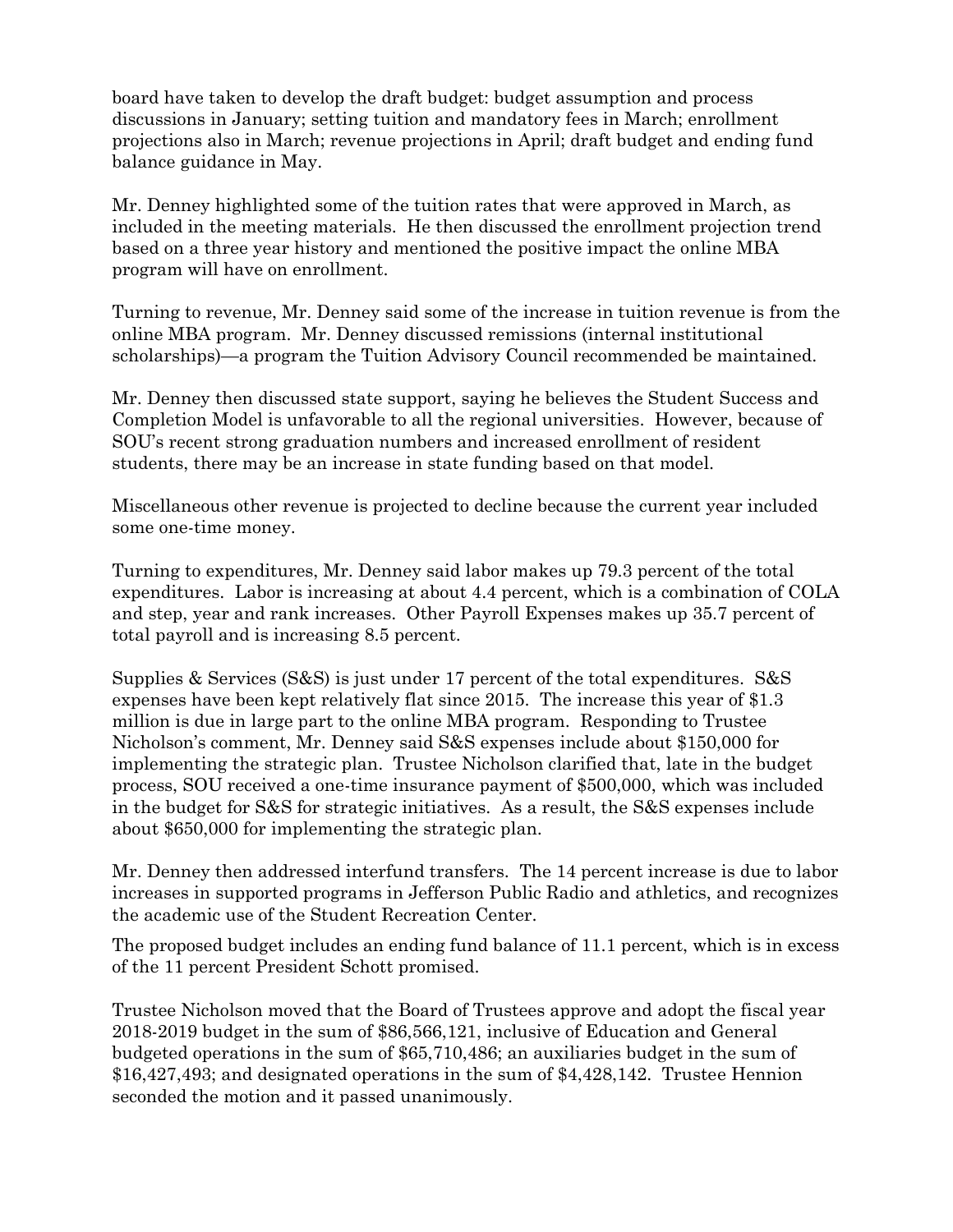board have taken to develop the draft budget: budget assumption and process discussions in January; setting tuition and mandatory fees in March; enrollment projections also in March; revenue projections in April; draft budget and ending fund balance guidance in May.

Mr. Denney highlighted some of the tuition rates that were approved in March, as included in the meeting materials. He then discussed the enrollment projection trend based on a three year history and mentioned the positive impact the online MBA program will have on enrollment.

Turning to revenue, Mr. Denney said some of the increase in tuition revenue is from the online MBA program. Mr. Denney discussed remissions (internal institutional scholarships)—a program the Tuition Advisory Council recommended be maintained.

Mr. Denney then discussed state support, saying he believes the Student Success and Completion Model is unfavorable to all the regional universities. However, because of SOU's recent strong graduation numbers and increased enrollment of resident students, there may be an increase in state funding based on that model.

Miscellaneous other revenue is projected to decline because the current year included some one-time money.

Turning to expenditures, Mr. Denney said labor makes up 79.3 percent of the total expenditures. Labor is increasing at about 4.4 percent, which is a combination of COLA and step, year and rank increases. Other Payroll Expenses makes up 35.7 percent of total payroll and is increasing 8.5 percent.

Supplies & Services (S&S) is just under 17 percent of the total expenditures. S&S expenses have been kept relatively flat since 2015. The increase this year of $1.3 million is due in large part to the online MBA program. Responding to Trustee Nicholson's comment, Mr. Denney said S&S expenses include about $150,000 for implementing the strategic plan. Trustee Nicholson clarified that, late in the budget process, SOU received a one-time insurance payment of $500,000, which was included in the budget for S&S for strategic initiatives. As a result, the S&S expenses include about $650,000 for implementing the strategic plan.

Mr. Denney then addressed interfund transfers. The 14 percent increase is due to labor increases in supported programs in Jefferson Public Radio and athletics, and recognizes the academic use of the Student Recreation Center.

The proposed budget includes an ending fund balance of 11.1 percent, which is in excess of the 11 percent President Schott promised.

Trustee Nicholson moved that the Board of Trustees approve and adopt the fiscal year 2018-2019 budget in the sum of $86,566,121, inclusive of Education and General budgeted operations in the sum of $65,710,486; an auxiliaries budget in the sum of $16,427,493; and designated operations in the sum of $4,428,142. Trustee Hennion seconded the motion and it passed unanimously.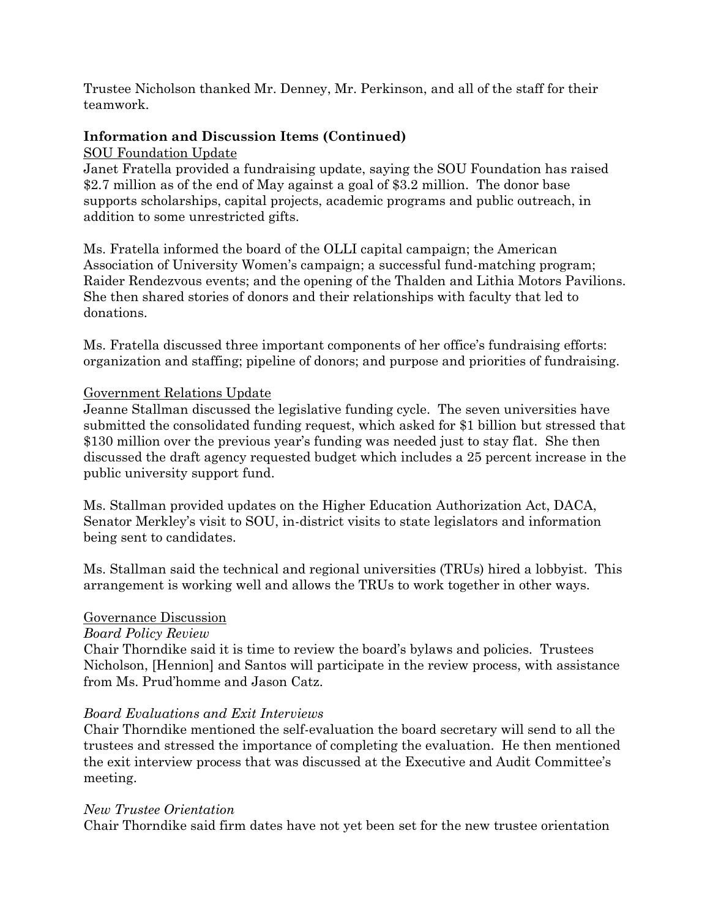Trustee Nicholson thanked Mr. Denney, Mr. Perkinson, and all of the staff for their teamwork.

**Information and Discussion Items (Continued)**

SOU Foundation Update

Janet Fratella provided a fundraising update, saying the SOU Foundation has raised $2.7 million as of the end of May against a goal of $3.2 million. The donor base supports scholarships, capital projects, academic programs and public outreach, in addition to some unrestricted gifts.

Ms. Fratella informed the board of the OLLI capital campaign; the American Association of University Women's campaign; a successful fund-matching program; Raider Rendezvous events; and the opening of the Thalden and Lithia Motors Pavilions. She then shared stories of donors and their relationships with faculty that led to donations.

Ms. Fratella discussed three important components of her office's fundraising efforts: organization and staffing; pipeline of donors; and purpose and priorities of fundraising.

Government Relations Update

Jeanne Stallman discussed the legislative funding cycle. The seven universities have submitted the consolidated funding request, which asked for $1 billion but stressed that $130 million over the previous year's funding was needed just to stay flat. She then discussed the draft agency requested budget which includes a 25 percent increase in the public university support fund.

Ms. Stallman provided updates on the Higher Education Authorization Act, DACA, Senator Merkley's visit to SOU, in-district visits to state legislators and information being sent to candidates.

Ms. Stallman said the technical and regional universities (TRUs) hired a lobbyist. This arrangement is working well and allows the TRUs to work together in other ways.

Governance Discussion

*Board Policy Review*

Chair Thorndike said it is time to review the board's bylaws and policies. Trustees Nicholson, [Hennion] and Santos will participate in the review process, with assistance from Ms. Prud'homme and Jason Catz.

*Board Evaluations and Exit Interviews*

Chair Thorndike mentioned the self-evaluation the board secretary will send to all the trustees and stressed the importance of completing the evaluation. He then mentioned the exit interview process that was discussed at the Executive and Audit Committee's meeting.

*New Trustee Orientation*

Chair Thorndike said firm dates have not yet been set for the new trustee orientation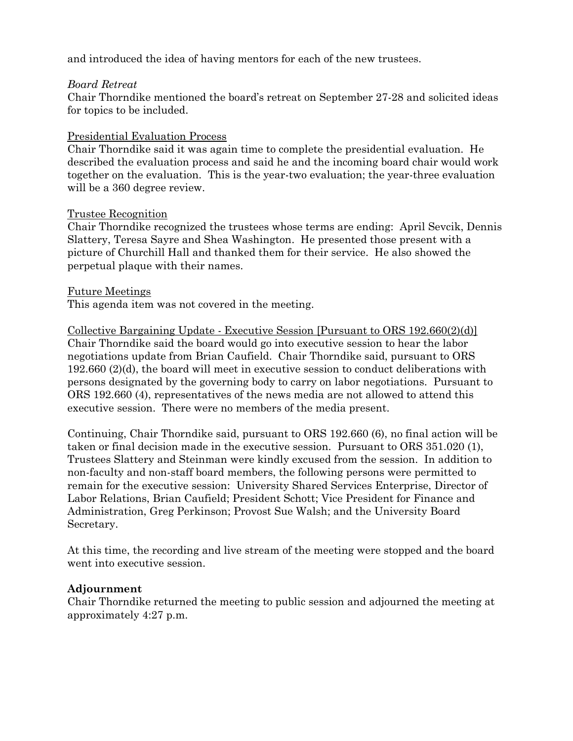and introduced the idea of having mentors for each of the new trustees.

*Board Retreat*

Chair Thorndike mentioned the board's retreat on September 27-28 and solicited ideas for topics to be included.

<u>Presidential Evaluation Process</u>

Chair Thorndike said it was again time to complete the presidential evaluation. He described the evaluation process and said he and the incoming board chair would work together on the evaluation. This is the year-two evaluation; the year-three evaluation will be a 360 degree review.

<u>Trustee Recognition</u>

Chair Thorndike recognized the trustees whose terms are ending: April Sevcik, Dennis Slattery, Teresa Sayre and Shea Washington. He presented those present with a picture of Churchill Hall and thanked them for their service. He also showed the perpetual plaque with their names.

<u>Future Meetings</u>

This agenda item was not covered in the meeting.

<u>Collective Bargaining Update - Executive Session [Pursuant to ORS 192.660(2)(d)]</u>

Chair Thorndike said the board would go into executive session to hear the labor negotiations update from Brian Caufield. Chair Thorndike said, pursuant to ORS 192.660 (2)(d), the board will meet in executive session to conduct deliberations with persons designated by the governing body to carry on labor negotiations. Pursuant to ORS 192.660 (4), representatives of the news media are not allowed to attend this executive session. There were no members of the media present.

Continuing, Chair Thorndike said, pursuant to ORS 192.660 (6), no final action will be taken or final decision made in the executive session. Pursuant to ORS 351.020 (1), Trustees Slattery and Steinman were kindly excused from the session. In addition to non-faculty and non-staff board members, the following persons were permitted to remain for the executive session: University Shared Services Enterprise, Director of Labor Relations, Brian Caufield; President Schott; Vice President for Finance and Administration, Greg Perkinson; Provost Sue Walsh; and the University Board Secretary.

At this time, the recording and live stream of the meeting were stopped and the board went into executive session.

**Adjournment**

Chair Thorndike returned the meeting to public session and adjourned the meeting at approximately 4:27 p.m.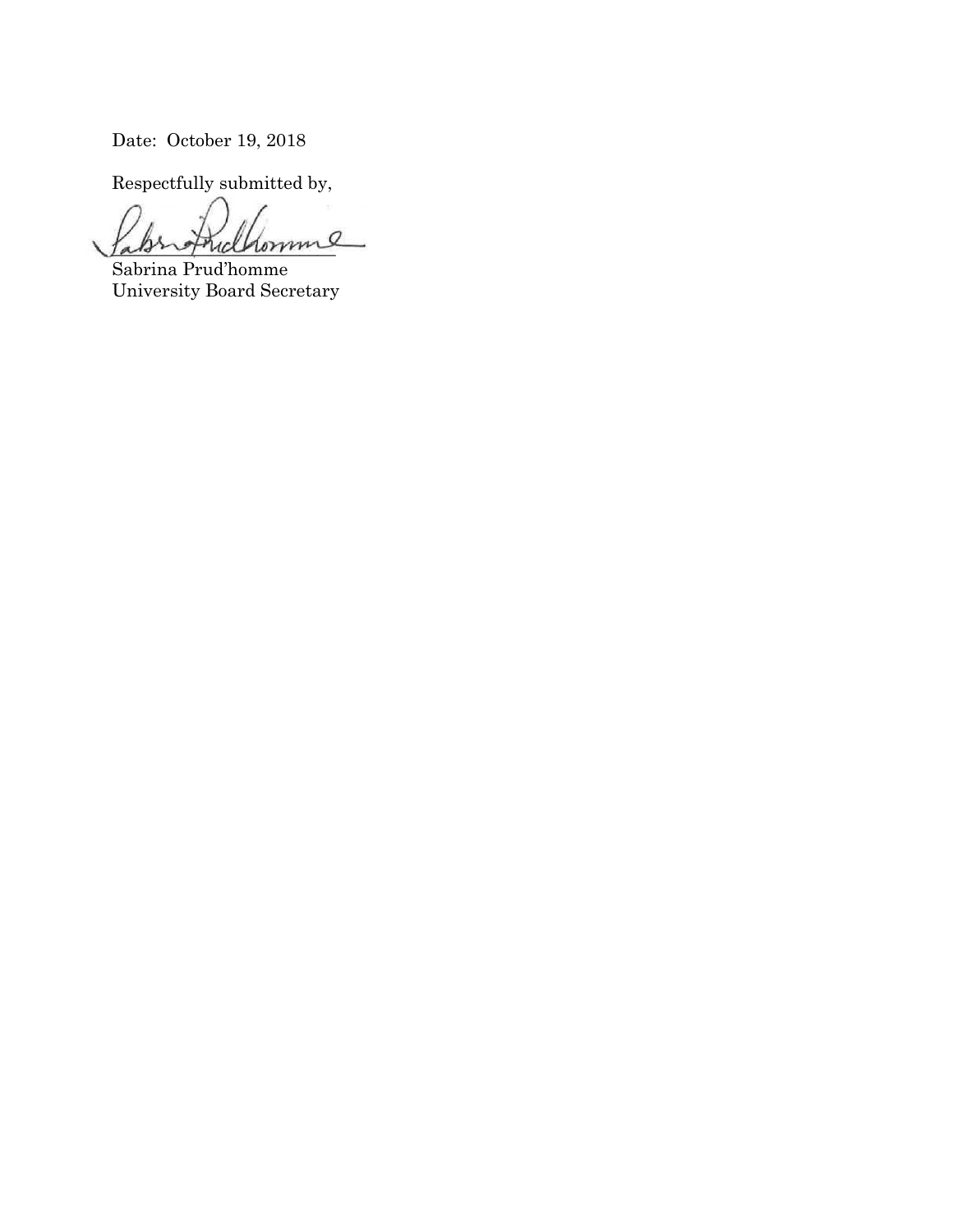Date: October 19, 2018

Respectfully submitted by,

Sabrina Prud'homme
University Board Secretary